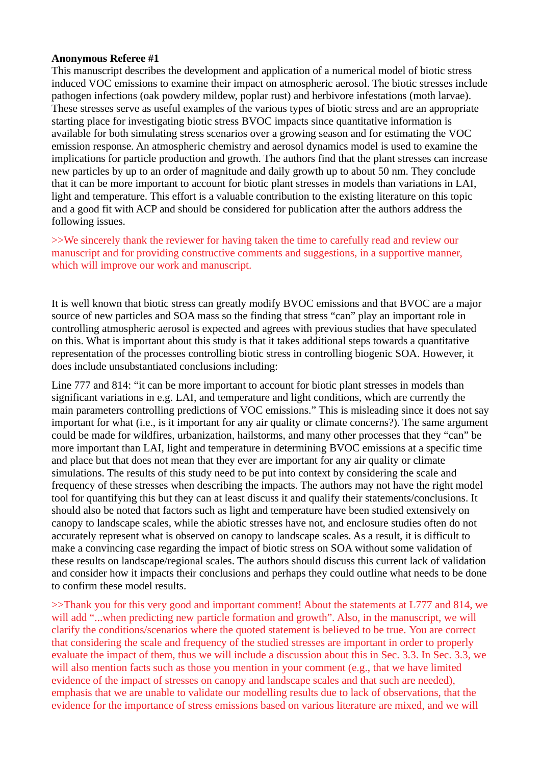**Anonymous Referee #1**

This manuscript describes the development and application of a numerical model of biotic stress induced VOC emissions to examine their impact on atmospheric aerosol. The biotic stresses include pathogen infections (oak powdery mildew, poplar rust) and herbivore infestations (moth larvae). These stresses serve as useful examples of the various types of biotic stress and are an appropriate starting place for investigating biotic stress BVOC impacts since quantitative information is available for both simulating stress scenarios over a growing season and for estimating the VOC emission response. An atmospheric chemistry and aerosol dynamics model is used to examine the implications for particle production and growth. The authors find that the plant stresses can increase new particles by up to an order of magnitude and daily growth up to about 50 nm. They conclude that it can be more important to account for biotic plant stresses in models than variations in LAI, light and temperature. This effort is a valuable contribution to the existing literature on this topic and a good fit with ACP and should be considered for publication after the authors address the following issues.

>>We sincerely thank the reviewer for having taken the time to carefully read and review our manuscript and for providing constructive comments and suggestions, in a supportive manner, which will improve our work and manuscript.

It is well known that biotic stress can greatly modify BVOC emissions and that BVOC are a major source of new particles and SOA mass so the finding that stress "can" play an important role in controlling atmospheric aerosol is expected and agrees with previous studies that have speculated on this. What is important about this study is that it takes additional steps towards a quantitative representation of the processes controlling biotic stress in controlling biogenic SOA. However, it does include unsubstantiated conclusions including:

Line 777 and 814: "it can be more important to account for biotic plant stresses in models than significant variations in e.g. LAI, and temperature and light conditions, which are currently the main parameters controlling predictions of VOC emissions." This is misleading since it does not say important for what (i.e., is it important for any air quality or climate concerns?). The same argument could be made for wildfires, urbanization, hailstorms, and many other processes that they "can" be more important than LAI, light and temperature in determining BVOC emissions at a specific time and place but that does not mean that they ever are important for any air quality or climate simulations. The results of this study need to be put into context by considering the scale and frequency of these stresses when describing the impacts. The authors may not have the right model tool for quantifying this but they can at least discuss it and qualify their statements/conclusions. It should also be noted that factors such as light and temperature have been studied extensively on canopy to landscape scales, while the abiotic stresses have not, and enclosure studies often do not accurately represent what is observed on canopy to landscape scales. As a result, it is difficult to make a convincing case regarding the impact of biotic stress on SOA without some validation of these results on landscape/regional scales. The authors should discuss this current lack of validation and consider how it impacts their conclusions and perhaps they could outline what needs to be done to confirm these model results.

>>Thank you for this very good and important comment! About the statements at L777 and 814, we will add "...when predicting new particle formation and growth". Also, in the manuscript, we will clarify the conditions/scenarios where the quoted statement is believed to be true. You are correct that considering the scale and frequency of the studied stresses are important in order to properly evaluate the impact of them, thus we will include a discussion about this in Sec. 3.3. In Sec. 3.3, we will also mention facts such as those you mention in your comment (e.g., that we have limited evidence of the impact of stresses on canopy and landscape scales and that such are needed), emphasis that we are unable to validate our modelling results due to lack of observations, that the evidence for the importance of stress emissions based on various literature are mixed, and we will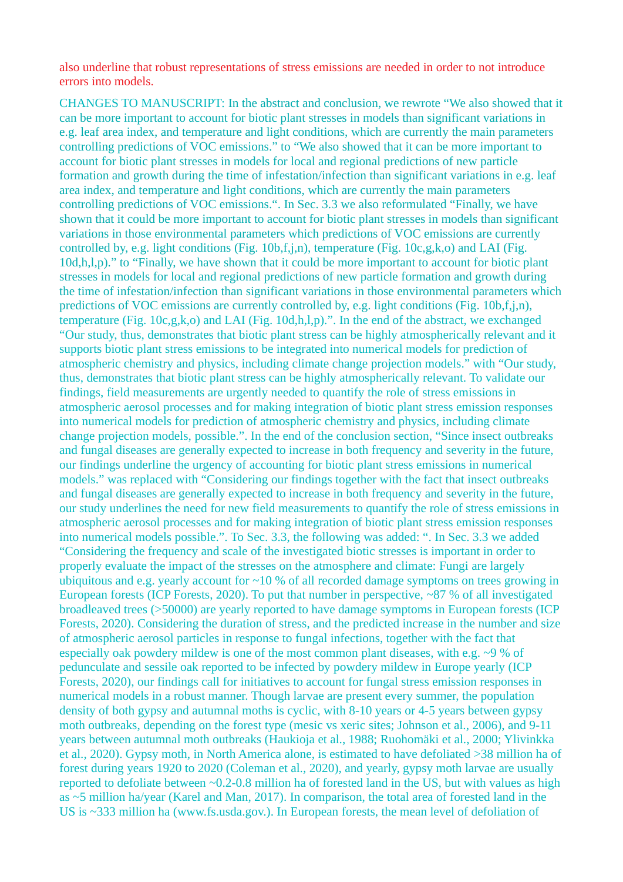also underline that robust representations of stress emissions are needed in order to not introduce errors into models.

CHANGES TO MANUSCRIPT: In the abstract and conclusion, we rewrote “We also showed that it can be more important to account for biotic plant stresses in models than significant variations in e.g. leaf area index, and temperature and light conditions, which are currently the main parameters controlling predictions of VOC emissions.” to “We also showed that it can be more important to account for biotic plant stresses in models for local and regional predictions of new particle formation and growth during the time of infestation/infection than significant variations in e.g. leaf area index, and temperature and light conditions, which are currently the main parameters controlling predictions of VOC emissions.“. In Sec. 3.3 we also reformulated “Finally, we have shown that it could be more important to account for biotic plant stresses in models than significant variations in those environmental parameters which predictions of VOC emissions are currently controlled by, e.g. light conditions (Fig. 10b,f,j,n), temperature (Fig. 10c,g,k,o) and LAI (Fig. 10d,h,l,p).” to “Finally, we have shown that it could be more important to account for biotic plant stresses in models for local and regional predictions of new particle formation and growth during the time of infestation/infection than significant variations in those environmental parameters which predictions of VOC emissions are currently controlled by, e.g. light conditions (Fig. 10b,f,j,n), temperature (Fig. 10c,g,k,o) and LAI (Fig. 10d,h,l,p).”. In the end of the abstract, we exchanged “Our study, thus, demonstrates that biotic plant stress can be highly atmospherically relevant and it supports biotic plant stress emissions to be integrated into numerical models for prediction of atmospheric chemistry and physics, including climate change projection models.” with “Our study, thus, demonstrates that biotic plant stress can be highly atmospherically relevant. To validate our findings, field measurements are urgently needed to quantify the role of stress emissions in atmospheric aerosol processes and for making integration of biotic plant stress emission responses into numerical models for prediction of atmospheric chemistry and physics, including climate change projection models, possible.”. In the end of the conclusion section, “Since insect outbreaks and fungal diseases are generally expected to increase in both frequency and severity in the future, our findings underline the urgency of accounting for biotic plant stress emissions in numerical models.” was replaced with “Considering our findings together with the fact that insect outbreaks and fungal diseases are generally expected to increase in both frequency and severity in the future, our study underlines the need for new field measurements to quantify the role of stress emissions in atmospheric aerosol processes and for making integration of biotic plant stress emission responses into numerical models possible.”. To Sec. 3.3, the following was added: “. In Sec. 3.3 we added “Considering the frequency and scale of the investigated biotic stresses is important in order to properly evaluate the impact of the stresses on the atmosphere and climate: Fungi are largely ubiquitous and e.g. yearly account for ~10 % of all recorded damage symptoms on trees growing in European forests (ICP Forests, 2020). To put that number in perspective, ~87 % of all investigated broadleaved trees (>50000) are yearly reported to have damage symptoms in European forests (ICP Forests, 2020). Considering the duration of stress, and the predicted increase in the number and size of atmospheric aerosol particles in response to fungal infections, together with the fact that especially oak powdery mildew is one of the most common plant diseases, with e.g. ~9 % of pedunculate and sessile oak reported to be infected by powdery mildew in Europe yearly (ICP Forests, 2020), our findings call for initiatives to account for fungal stress emission responses in numerical models in a robust manner. Though larvae are present every summer, the population density of both gypsy and autumnal moths is cyclic, with 8-10 years or 4-5 years between gypsy moth outbreaks, depending on the forest type (mesic vs xeric sites; Johnson et al., 2006), and 9-11 years between autumnal moth outbreaks (Haukioja et al., 1988; Ruohomäki et al., 2000; Ylivinkka et al., 2020). Gypsy moth, in North America alone, is estimated to have defoliated >38 million ha of forest during years 1920 to 2020 (Coleman et al., 2020), and yearly, gypsy moth larvae are usually reported to defoliate between ~0.2-0.8 million ha of forested land in the US, but with values as high as ~5 million ha/year (Karel and Man, 2017). In comparison, the total area of forested land in the US is ~333 million ha (www.fs.usda.gov.). In European forests, the mean level of defoliation of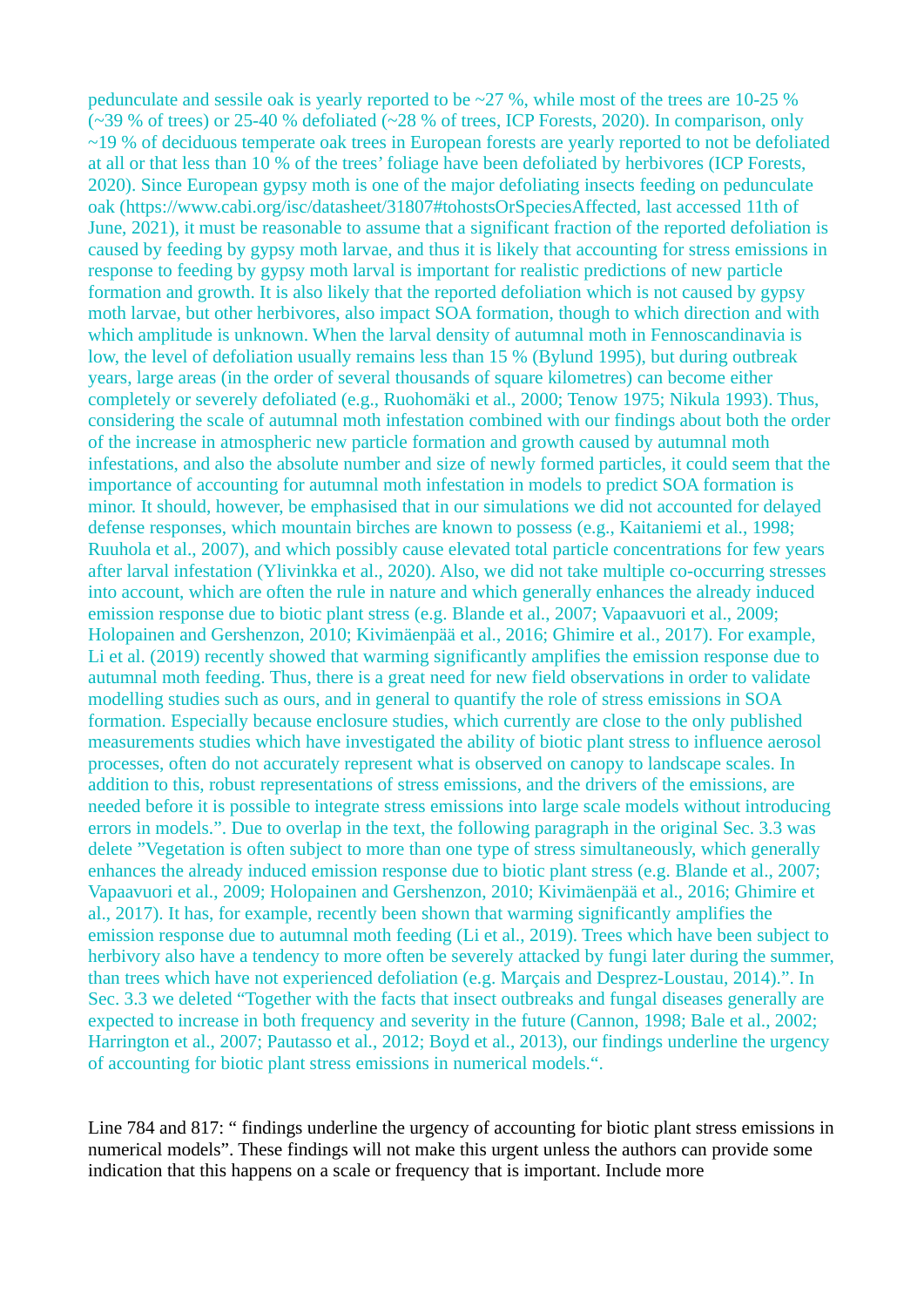pedunculate and sessile oak is yearly reported to be ~27 %, while most of the trees are 10-25 % (~39 % of trees) or 25-40 % defoliated (~28 % of trees, ICP Forests, 2020). In comparison, only ~19 % of deciduous temperate oak trees in European forests are yearly reported to not be defoliated at all or that less than 10 % of the trees' foliage have been defoliated by herbivores (ICP Forests, 2020). Since European gypsy moth is one of the major defoliating insects feeding on pedunculate oak (https://www.cabi.org/isc/datasheet/31807#tohostsOrSpeciesAffected, last accessed 11th of June, 2021), it must be reasonable to assume that a significant fraction of the reported defoliation is caused by feeding by gypsy moth larvae, and thus it is likely that accounting for stress emissions in response to feeding by gypsy moth larval is important for realistic predictions of new particle formation and growth. It is also likely that the reported defoliation which is not caused by gypsy moth larvae, but other herbivores, also impact SOA formation, though to which direction and with which amplitude is unknown. When the larval density of autumnal moth in Fennoscandinavia is low, the level of defoliation usually remains less than 15 % (Bylund 1995), but during outbreak years, large areas (in the order of several thousands of square kilometres) can become either completely or severely defoliated (e.g., Ruohomäki et al., 2000; Tenow 1975; Nikula 1993). Thus, considering the scale of autumnal moth infestation combined with our findings about both the order of the increase in atmospheric new particle formation and growth caused by autumnal moth infestations, and also the absolute number and size of newly formed particles, it could seem that the importance of accounting for autumnal moth infestation in models to predict SOA formation is minor. It should, however, be emphasised that in our simulations we did not accounted for delayed defense responses, which mountain birches are known to possess (e.g., Kaitaniemi et al., 1998; Ruuhola et al., 2007), and which possibly cause elevated total particle concentrations for few years after larval infestation (Ylivinkka et al., 2020). Also, we did not take multiple co-occurring stresses into account, which are often the rule in nature and which generally enhances the already induced emission response due to biotic plant stress (e.g. Blande et al., 2007; Vapaavuori et al., 2009; Holopainen and Gershenzon, 2010; Kivimäenpää et al., 2016; Ghimire et al., 2017). For example, Li et al. (2019) recently showed that warming significantly amplifies the emission response due to autumnal moth feeding. Thus, there is a great need for new field observations in order to validate modelling studies such as ours, and in general to quantify the role of stress emissions in SOA formation. Especially because enclosure studies, which currently are close to the only published measurements studies which have investigated the ability of biotic plant stress to influence aerosol processes, often do not accurately represent what is observed on canopy to landscape scales. In addition to this, robust representations of stress emissions, and the drivers of the emissions, are needed before it is possible to integrate stress emissions into large scale models without introducing errors in models.". Due to overlap in the text, the following paragraph in the original Sec. 3.3 was delete "Vegetation is often subject to more than one type of stress simultaneously, which generally enhances the already induced emission response due to biotic plant stress (e.g. Blande et al., 2007; Vapaavuori et al., 2009; Holopainen and Gershenzon, 2010; Kivimäenpää et al., 2016; Ghimire et al., 2017). It has, for example, recently been shown that warming significantly amplifies the emission response due to autumnal moth feeding (Li et al., 2019). Trees which have been subject to herbivory also have a tendency to more often be severely attacked by fungi later during the summer, than trees which have not experienced defoliation (e.g. Marçais and Desprez-Loustau, 2014).". In Sec. 3.3 we deleted "Together with the facts that insect outbreaks and fungal diseases generally are expected to increase in both frequency and severity in the future (Cannon, 1998; Bale et al., 2002; Harrington et al., 2007; Pautasso et al., 2012; Boyd et al., 2013), our findings underline the urgency of accounting for biotic plant stress emissions in numerical models.".

Line 784 and 817: " findings underline the urgency of accounting for biotic plant stress emissions in numerical models". These findings will not make this urgent unless the authors can provide some indication that this happens on a scale or frequency that is important. Include more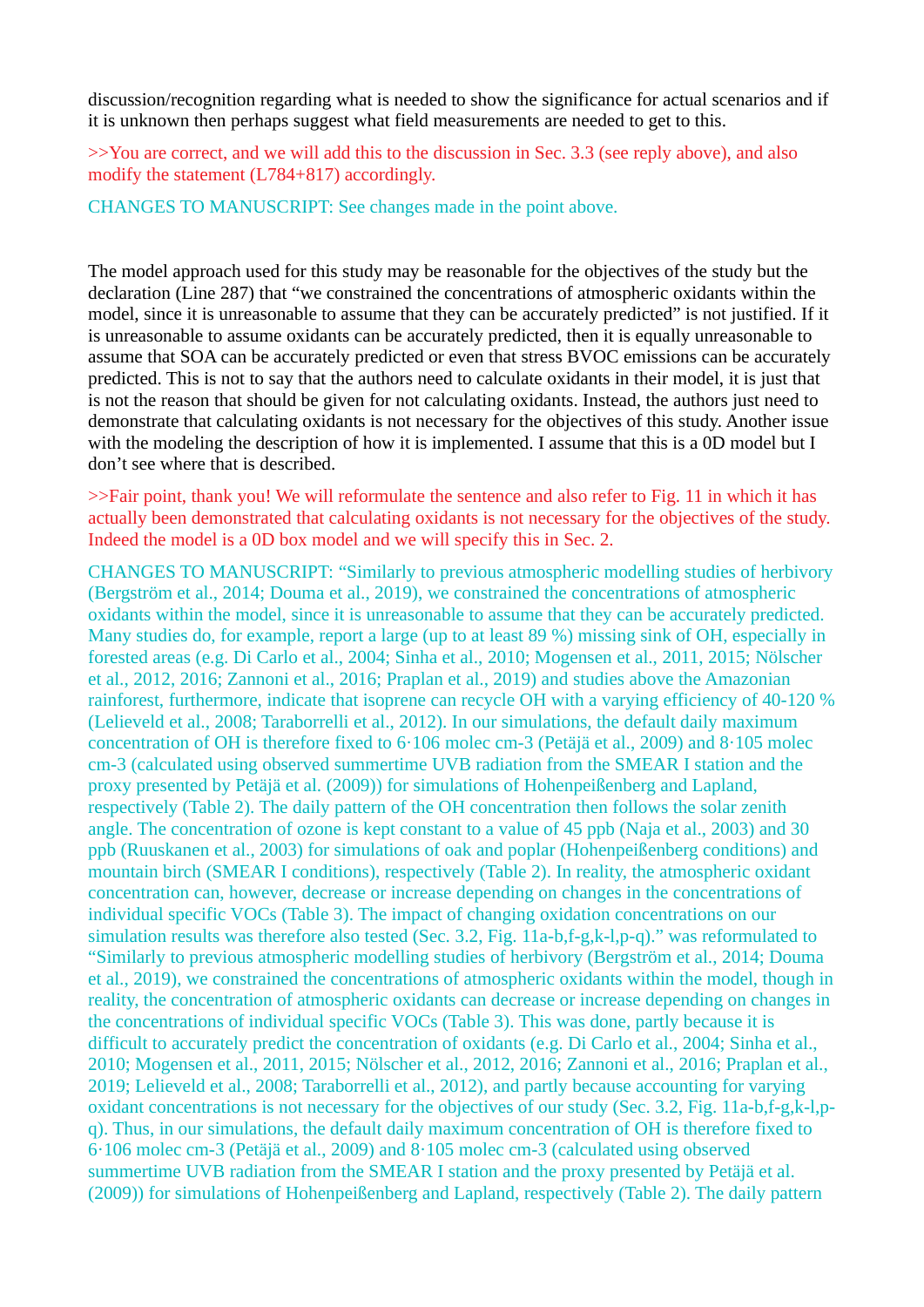discussion/recognition regarding what is needed to show the significance for actual scenarios and if it is unknown then perhaps suggest what field measurements are needed to get to this.

>>You are correct, and we will add this to the discussion in Sec. 3.3 (see reply above), and also modify the statement (L784+817) accordingly.

CHANGES TO MANUSCRIPT: See changes made in the point above.

The model approach used for this study may be reasonable for the objectives of the study but the declaration (Line 287) that "we constrained the concentrations of atmospheric oxidants within the model, since it is unreasonable to assume that they can be accurately predicted" is not justified. If it is unreasonable to assume oxidants can be accurately predicted, then it is equally unreasonable to assume that SOA can be accurately predicted or even that stress BVOC emissions can be accurately predicted. This is not to say that the authors need to calculate oxidants in their model, it is just that is not the reason that should be given for not calculating oxidants. Instead, the authors just need to demonstrate that calculating oxidants is not necessary for the objectives of this study. Another issue with the modeling the description of how it is implemented. I assume that this is a 0D model but I don't see where that is described.

>>Fair point, thank you! We will reformulate the sentence and also refer to Fig. 11 in which it has actually been demonstrated that calculating oxidants is not necessary for the objectives of the study. Indeed the model is a 0D box model and we will specify this in Sec. 2.

CHANGES TO MANUSCRIPT: "Similarly to previous atmospheric modelling studies of herbivory (Bergström et al., 2014; Douma et al., 2019), we constrained the concentrations of atmospheric oxidants within the model, since it is unreasonable to assume that they can be accurately predicted. Many studies do, for example, report a large (up to at least 89 %) missing sink of OH, especially in forested areas (e.g. Di Carlo et al., 2004; Sinha et al., 2010; Mogensen et al., 2011, 2015; Nölscher et al., 2012, 2016; Zannoni et al., 2016; Praplan et al., 2019) and studies above the Amazonian rainforest, furthermore, indicate that isoprene can recycle OH with a varying efficiency of 40-120 % (Lelieveld et al., 2008; Taraborrelli et al., 2012). In our simulations, the default daily maximum concentration of OH is therefore fixed to $6 \cdot 10^6$ molec cm-3 (Petäjä et al., 2009) and $8 \cdot 10^5$ molec cm-3 (calculated using observed summertime UVB radiation from the SMEAR I station and the proxy presented by Petäjä et al. (2009)) for simulations of Hohenpeißenberg and Lapland, respectively (Table 2). The daily pattern of the OH concentration then follows the solar zenith angle. The concentration of ozone is kept constant to a value of 45 ppb (Naja et al., 2003) and 30 ppb (Ruuskanen et al., 2003) for simulations of oak and poplar (Hohenpeißenberg conditions) and mountain birch (SMEAR I conditions), respectively (Table 2). In reality, the atmospheric oxidant concentration can, however, decrease or increase depending on changes in the concentrations of individual specific VOCs (Table 3). The impact of changing oxidation concentrations on our simulation results was therefore also tested (Sec. 3.2, Fig. 11a-b,f-g,k-l,p-q)." was reformulated to "Similarly to previous atmospheric modelling studies of herbivory (Bergström et al., 2014; Douma et al., 2019), we constrained the concentrations of atmospheric oxidants within the model, though in reality, the concentration of atmospheric oxidants can decrease or increase depending on changes in the concentrations of individual specific VOCs (Table 3). This was done, partly because it is difficult to accurately predict the concentration of oxidants (e.g. Di Carlo et al., 2004; Sinha et al., 2010; Mogensen et al., 2011, 2015; Nölscher et al., 2012, 2016; Zannoni et al., 2016; Praplan et al., 2019; Lelieveld et al., 2008; Taraborrelli et al., 2012), and partly because accounting for varying oxidant concentrations is not necessary for the objectives of our study (Sec. 3.2, Fig. 11a-b,f-g,k-l,p-q). Thus, in our simulations, the default daily maximum concentration of OH is therefore fixed to $6 \cdot 10^6$ molec cm-3 (Petäjä et al., 2009) and $8 \cdot 10^5$ molec cm-3 (calculated using observed summertime UVB radiation from the SMEAR I station and the proxy presented by Petäjä et al. (2009)) for simulations of Hohenpeißenberg and Lapland, respectively (Table 2). The daily pattern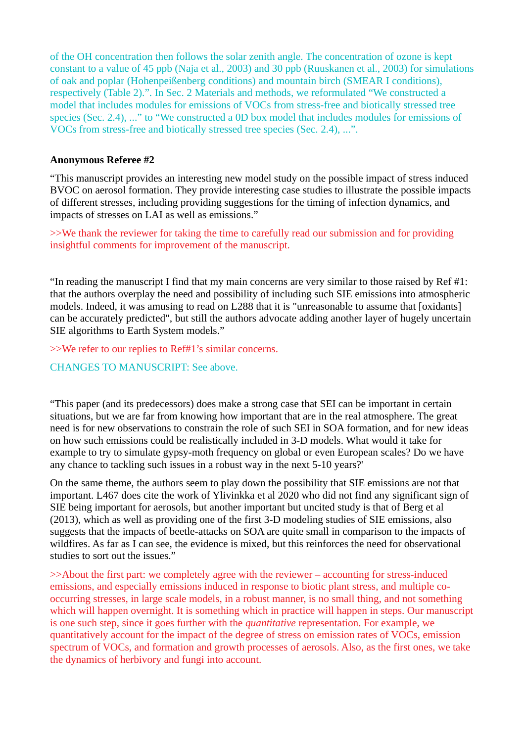of the OH concentration then follows the solar zenith angle. The concentration of ozone is kept constant to a value of 45 ppb (Naja et al., 2003) and 30 ppb (Ruuskanen et al., 2003) for simulations of oak and poplar (Hohenpeißenberg conditions) and mountain birch (SMEAR I conditions), respectively (Table 2).". In Sec. 2 Materials and methods, we reformulated "We constructed a model that includes modules for emissions of VOCs from stress-free and biotically stressed tree species (Sec. 2.4), ..." to "We constructed a 0D box model that includes modules for emissions of VOCs from stress-free and biotically stressed tree species (Sec. 2.4), ...".

**Anonymous Referee #2**

"This manuscript provides an interesting new model study on the possible impact of stress induced BVOC on aerosol formation. They provide interesting case studies to illustrate the possible impacts of different stresses, including providing suggestions for the timing of infection dynamics, and impacts of stresses on LAI as well as emissions."

>>We thank the reviewer for taking the time to carefully read our submission and for providing insightful comments for improvement of the manuscript.

"In reading the manuscript I find that my main concerns are very similar to those raised by Ref #1: that the authors overplay the need and possibility of including such SIE emissions into atmospheric models. Indeed, it was amusing to read on L288 that it is "unreasonable to assume that [oxidants] can be accurately predicted", but still the authors advocate adding another layer of hugely uncertain SIE algorithms to Earth System models."

>>We refer to our replies to Ref#1's similar concerns.

CHANGES TO MANUSCRIPT: See above.

"This paper (and its predecessors) does make a strong case that SEI can be important in certain situations, but we are far from knowing how important that are in the real atmosphere. The great need is for new observations to constrain the role of such SEI in SOA formation, and for new ideas on how such emissions could be realistically included in 3-D models. What would it take for example to try to simulate gypsy-moth frequency on global or even European scales? Do we have any chance to tackling such issues in a robust way in the next 5-10 years?'

On the same theme, the authors seem to play down the possibility that SIE emissions are not that important. L467 does cite the work of Ylivinkka et al 2020 who did not find any significant sign of SIE being important for aerosols, but another important but uncited study is that of Berg et al (2013), which as well as providing one of the first 3-D modeling studies of SIE emissions, also suggests that the impacts of beetle-attacks on SOA are quite small in comparison to the impacts of wildfires. As far as I can see, the evidence is mixed, but this reinforces the need for observational studies to sort out the issues."

>>About the first part: we completely agree with the reviewer – accounting for stress-induced emissions, and especially emissions induced in response to biotic plant stress, and multiple co-occurring stresses, in large scale models, in a robust manner, is no small thing, and not something which will happen overnight. It is something which in practice will happen in steps. Our manuscript is one such step, since it goes further with the *quantitative* representation. For example, we quantitatively account for the impact of the degree of stress on emission rates of VOCs, emission spectrum of VOCs, and formation and growth processes of aerosols. Also, as the first ones, we take the dynamics of herbivory and fungi into account.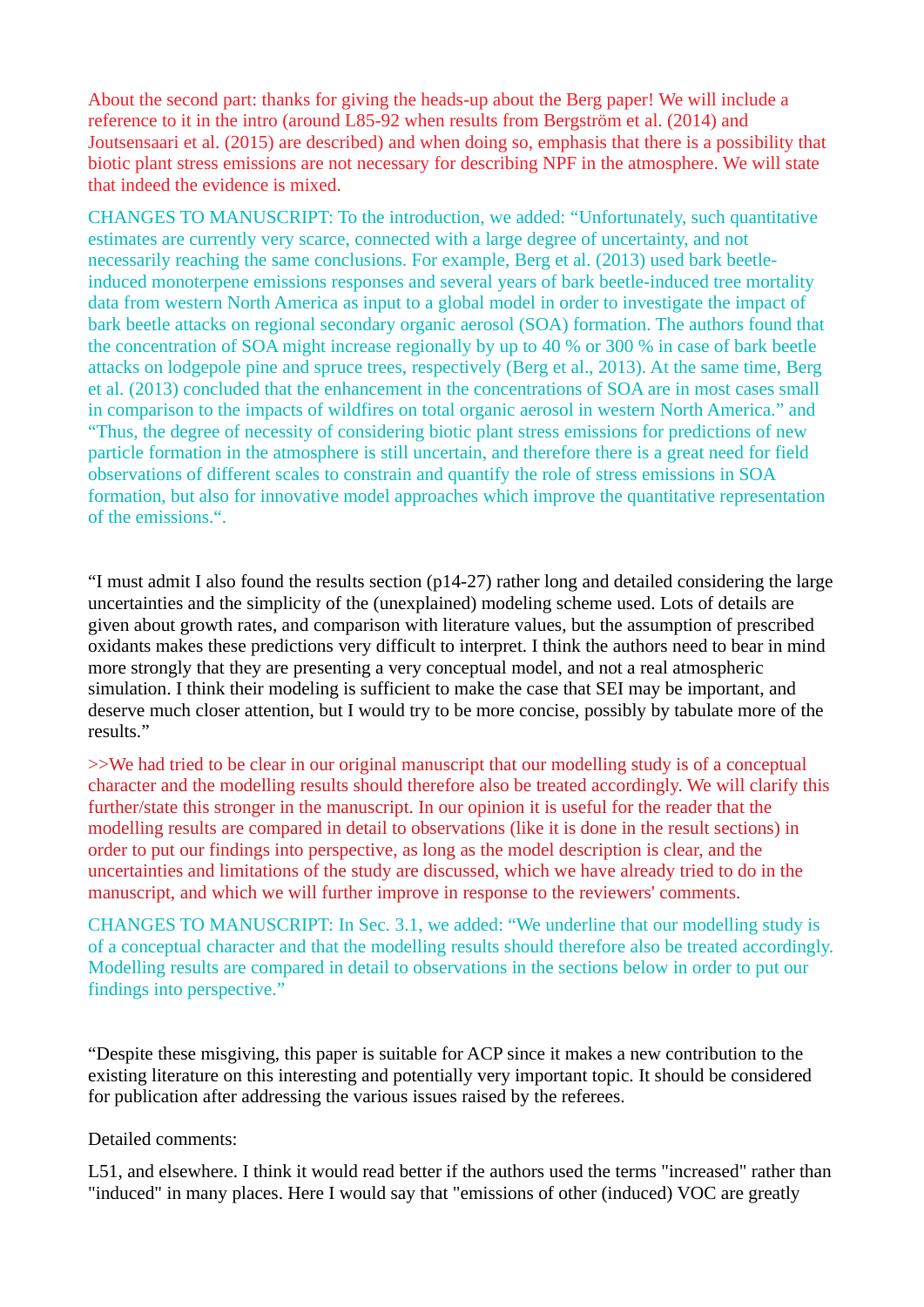About the second part: thanks for giving the heads-up about the Berg paper! We will include a reference to it in the intro (around L85-92 when results from Bergström et al. (2014) and Joutsensaari et al. (2015) are described) and when doing so, emphasis that there is a possibility that biotic plant stress emissions are not necessary for describing NPF in the atmosphere. We will state that indeed the evidence is mixed.

CHANGES TO MANUSCRIPT: To the introduction, we added: "Unfortunately, such quantitative estimates are currently very scarce, connected with a large degree of uncertainty, and not necessarily reaching the same conclusions. For example, Berg et al. (2013) used bark beetle-induced monoterpene emissions responses and several years of bark beetle-induced tree mortality data from western North America as input to a global model in order to investigate the impact of bark beetle attacks on regional secondary organic aerosol (SOA) formation. The authors found that the concentration of SOA might increase regionally by up to 40 % or 300 % in case of bark beetle attacks on lodgepole pine and spruce trees, respectively (Berg et al., 2013). At the same time, Berg et al. (2013) concluded that the enhancement in the concentrations of SOA are in most cases small in comparison to the impacts of wildfires on total organic aerosol in western North America." and "Thus, the degree of necessity of considering biotic plant stress emissions for predictions of new particle formation in the atmosphere is still uncertain, and therefore there is a great need for field observations of different scales to constrain and quantify the role of stress emissions in SOA formation, but also for innovative model approaches which improve the quantitative representation of the emissions.".

"I must admit I also found the results section (p14-27) rather long and detailed considering the large uncertainties and the simplicity of the (unexplained) modeling scheme used. Lots of details are given about growth rates, and comparison with literature values, but the assumption of prescribed oxidants makes these predictions very difficult to interpret. I think the authors need to bear in mind more strongly that they are presenting a very conceptual model, and not a real atmospheric simulation. I think their modeling is sufficient to make the case that SEI may be important, and deserve much closer attention, but I would try to be more concise, possibly by tabulate more of the results."

>>We had tried to be clear in our original manuscript that our modelling study is of a conceptual character and the modelling results should therefore also be treated accordingly. We will clarify this further/state this stronger in the manuscript. In our opinion it is useful for the reader that the modelling results are compared in detail to observations (like it is done in the result sections) in order to put our findings into perspective, as long as the model description is clear, and the uncertainties and limitations of the study are discussed, which we have already tried to do in the manuscript, and which we will further improve in response to the reviewers' comments.

CHANGES TO MANUSCRIPT: In Sec. 3.1, we added: "We underline that our modelling study is of a conceptual character and that the modelling results should therefore also be treated accordingly. Modelling results are compared in detail to observations in the sections below in order to put our findings into perspective."

"Despite these misgiving, this paper is suitable for ACP since it makes a new contribution to the existing literature on this interesting and potentially very important topic. It should be considered for publication after addressing the various issues raised by the referees.

Detailed comments:

L51, and elsewhere. I think it would read better if the authors used the terms "increased" rather than "induced" in many places. Here I would say that "emissions of other (induced) VOC are greatly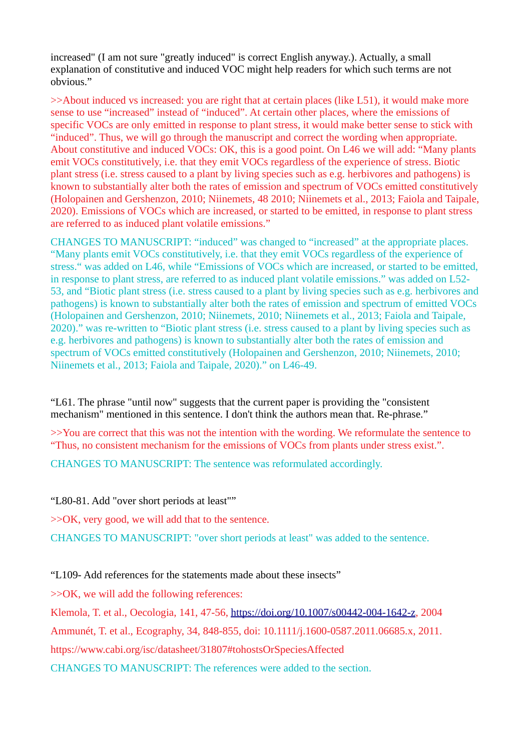increased" (I am not sure "greatly induced" is correct English anyway.). Actually, a small explanation of constitutive and induced VOC might help readers for which such terms are not obvious."

>>About induced vs increased: you are right that at certain places (like L51), it would make more sense to use "increased" instead of "induced". At certain other places, where the emissions of specific VOCs are only emitted in response to plant stress, it would make better sense to stick with "induced". Thus, we will go through the manuscript and correct the wording when appropriate. About constitutive and induced VOCs: OK, this is a good point. On L46 we will add: "Many plants emit VOCs constitutively, i.e. that they emit VOCs regardless of the experience of stress. Biotic plant stress (i.e. stress caused to a plant by living species such as e.g. herbivores and pathogens) is known to substantially alter both the rates of emission and spectrum of VOCs emitted constitutively (Holopainen and Gershenzon, 2010; Niinemets, 48 2010; Niinemets et al., 2013; Faiola and Taipale, 2020). Emissions of VOCs which are increased, or started to be emitted, in response to plant stress are referred to as induced plant volatile emissions."

CHANGES TO MANUSCRIPT: "induced" was changed to "increased" at the appropriate places. "Many plants emit VOCs constitutively, i.e. that they emit VOCs regardless of the experience of stress." was added on L46, while "Emissions of VOCs which are increased, or started to be emitted, in response to plant stress, are referred to as induced plant volatile emissions." was added on L52-53, and "Biotic plant stress (i.e. stress caused to a plant by living species such as e.g. herbivores and pathogens) is known to substantially alter both the rates of emission and spectrum of emitted VOCs (Holopainen and Gershenzon, 2010; Niinemets, 2010; Niinemets et al., 2013; Faiola and Taipale, 2020)." was re-written to "Biotic plant stress (i.e. stress caused to a plant by living species such as e.g. herbivores and pathogens) is known to substantially alter both the rates of emission and spectrum of VOCs emitted constitutively (Holopainen and Gershenzon, 2010; Niinemets, 2010; Niinemets et al., 2013; Faiola and Taipale, 2020)." on L46-49.

"L61. The phrase "until now" suggests that the current paper is providing the "consistent mechanism" mentioned in this sentence. I don't think the authors mean that. Re-phrase."

>>You are correct that this was not the intention with the wording. We reformulate the sentence to "Thus, no consistent mechanism for the emissions of VOCs from plants under stress exist.".

CHANGES TO MANUSCRIPT: The sentence was reformulated accordingly.

"L80-81. Add "over short periods at least""

>>OK, very good, we will add that to the sentence.

CHANGES TO MANUSCRIPT: "over short periods at least" was added to the sentence.

"L109- Add references for the statements made about these insects"

>>OK, we will add the following references:

Klemola, T. et al., Oecologia, 141, 47-56, https://doi.org/10.1007/s00442-004-1642-z, 2004

Ammunét, T. et al., Ecography, 34, 848-855, doi: 10.1111/j.1600-0587.2011.06685.x, 2011.

https://www.cabi.org/isc/datasheet/31807#tohostsOrSpeciesAffected

CHANGES TO MANUSCRIPT: The references were added to the section.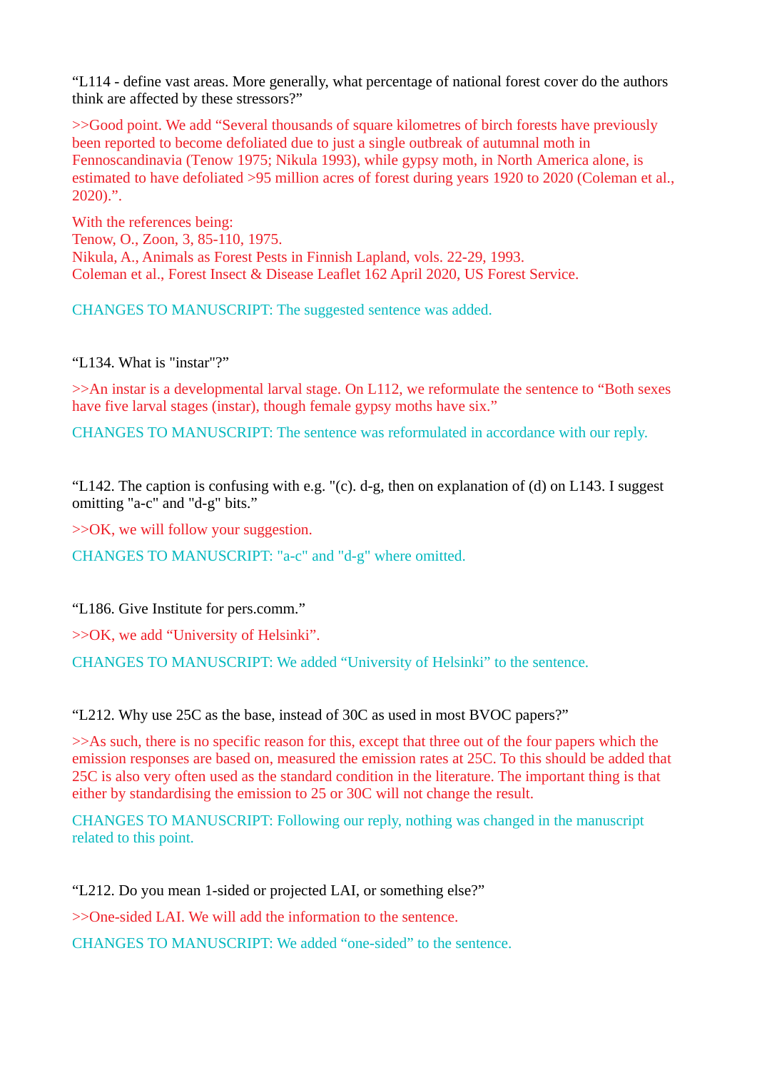“L114 - define vast areas. More generally, what percentage of national forest cover do the authors think are affected by these stressors?”

>>Good point. We add “Several thousands of square kilometres of birch forests have previously been reported to become defoliated due to just a single outbreak of autumnal moth in Fennoscandinavia (Tenow 1975; Nikula 1993), while gypsy moth, in North America alone, is estimated to have defoliated >95 million acres of forest during years 1920 to 2020 (Coleman et al., 2020).”.

With the references being:
Tenow, O., Zoon, 3, 85-110, 1975.
Nikula, A., Animals as Forest Pests in Finnish Lapland, vols. 22-29, 1993.
Coleman et al., Forest Insect & Disease Leaflet 162 April 2020, US Forest Service.

CHANGES TO MANUSCRIPT: The suggested sentence was added.

“L134. What is "instar"?”

>>An instar is a developmental larval stage. On L112, we reformulate the sentence to “Both sexes have five larval stages (instar), though female gypsy moths have six.”

CHANGES TO MANUSCRIPT: The sentence was reformulated in accordance with our reply.

“L142. The caption is confusing with e.g. "(c). d-g, then on explanation of (d) on L143. I suggest omitting "a-c" and "d-g" bits.”

>>OK, we will follow your suggestion.

CHANGES TO MANUSCRIPT: "a-c" and "d-g" where omitted.

“L186. Give Institute for pers.comm.”

>>OK, we add “University of Helsinki”.

CHANGES TO MANUSCRIPT: We added “University of Helsinki” to the sentence.

“L212. Why use 25C as the base, instead of 30C as used in most BVOC papers?”

>>As such, there is no specific reason for this, except that three out of the four papers which the emission responses are based on, measured the emission rates at 25C. To this should be added that 25C is also very often used as the standard condition in the literature. The important thing is that either by standardising the emission to 25 or 30C will not change the result.

CHANGES TO MANUSCRIPT: Following our reply, nothing was changed in the manuscript related to this point.

“L212. Do you mean 1-sided or projected LAI, or something else?”

>>One-sided LAI. We will add the information to the sentence.

CHANGES TO MANUSCRIPT: We added “one-sided” to the sentence.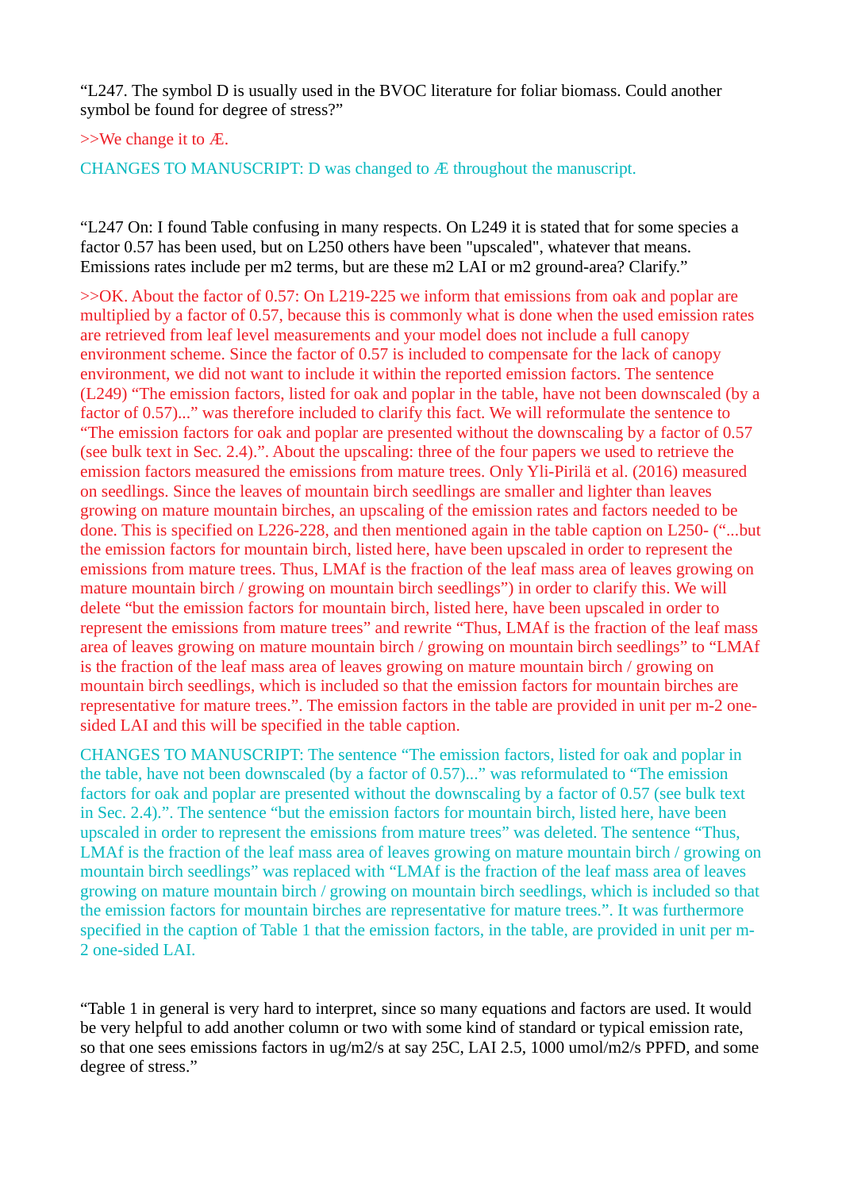"L247. The symbol D is usually used in the BVOC literature for foliar biomass. Could another symbol be found for degree of stress?"

>>We change it to Æ.

CHANGES TO MANUSCRIPT: D was changed to Æ throughout the manuscript.

"L247 On: I found Table confusing in many respects. On L249 it is stated that for some species a factor 0.57 has been used, but on L250 others have been "upscaled", whatever that means. Emissions rates include per m2 terms, but are these m2 LAI or m2 ground-area? Clarify."

>>OK. About the factor of 0.57: On L219-225 we inform that emissions from oak and poplar are multiplied by a factor of 0.57, because this is commonly what is done when the used emission rates are retrieved from leaf level measurements and your model does not include a full canopy environment scheme. Since the factor of 0.57 is included to compensate for the lack of canopy environment, we did not want to include it within the reported emission factors. The sentence (L249) "The emission factors, listed for oak and poplar in the table, have not been downscaled (by a factor of 0.57)..." was therefore included to clarify this fact. We will reformulate the sentence to "The emission factors for oak and poplar are presented without the downscaling by a factor of 0.57 (see bulk text in Sec. 2.4).". About the upscaling: three of the four papers we used to retrieve the emission factors measured the emissions from mature trees. Only Yli-Pirilä et al. (2016) measured on seedlings. Since the leaves of mountain birch seedlings are smaller and lighter than leaves growing on mature mountain birches, an upscaling of the emission rates and factors needed to be done. This is specified on L226-228, and then mentioned again in the table caption on L250- ("...but the emission factors for mountain birch, listed here, have been upscaled in order to represent the emissions from mature trees. Thus, LMAf is the fraction of the leaf mass area of leaves growing on mature mountain birch / growing on mountain birch seedlings") in order to clarify this. We will delete "but the emission factors for mountain birch, listed here, have been upscaled in order to represent the emissions from mature trees" and rewrite "Thus, LMAf is the fraction of the leaf mass area of leaves growing on mature mountain birch / growing on mountain birch seedlings" to "LMAf is the fraction of the leaf mass area of leaves growing on mature mountain birch / growing on mountain birch seedlings, which is included so that the emission factors for mountain birches are representative for mature trees.". The emission factors in the table are provided in unit per m-2 one-sided LAI and this will be specified in the table caption.

CHANGES TO MANUSCRIPT: The sentence "The emission factors, listed for oak and poplar in the table, have not been downscaled (by a factor of 0.57)..." was reformulated to "The emission factors for oak and poplar are presented without the downscaling by a factor of 0.57 (see bulk text in Sec. 2.4).". The sentence "but the emission factors for mountain birch, listed here, have been upscaled in order to represent the emissions from mature trees" was deleted. The sentence "Thus, LMAf is the fraction of the leaf mass area of leaves growing on mature mountain birch / growing on mountain birch seedlings" was replaced with "LMAf is the fraction of the leaf mass area of leaves growing on mature mountain birch / growing on mountain birch seedlings, which is included so that the emission factors for mountain birches are representative for mature trees.". It was furthermore specified in the caption of Table 1 that the emission factors, in the table, are provided in unit per m-2 one-sided LAI.

"Table 1 in general is very hard to interpret, since so many equations and factors are used. It would be very helpful to add another column or two with some kind of standard or typical emission rate, so that one sees emissions factors in ug/m2/s at say 25C, LAI 2.5, 1000 umol/m2/s PPFD, and some degree of stress."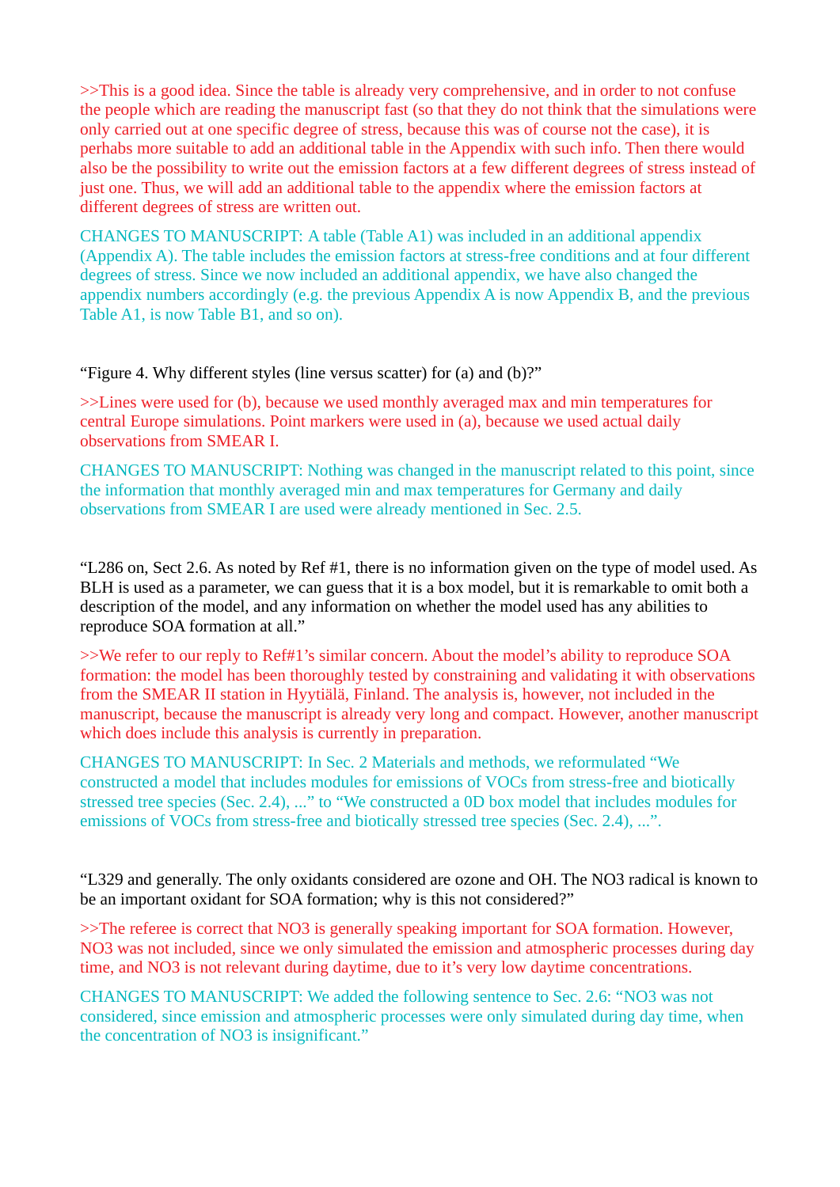>>This is a good idea. Since the table is already very comprehensive, and in order to not confuse the people which are reading the manuscript fast (so that they do not think that the simulations were only carried out at one specific degree of stress, because this was of course not the case), it is perhaps more suitable to add an additional table in the Appendix with such info. Then there would also be the possibility to write out the emission factors at a few different degrees of stress instead of just one. Thus, we will add an additional table to the appendix where the emission factors at different degrees of stress are written out.

CHANGES TO MANUSCRIPT: A table (Table A1) was included in an additional appendix (Appendix A). The table includes the emission factors at stress-free conditions and at four different degrees of stress. Since we now included an additional appendix, we have also changed the appendix numbers accordingly (e.g. the previous Appendix A is now Appendix B, and the previous Table A1, is now Table B1, and so on).

“Figure 4. Why different styles (line versus scatter) for (a) and (b)?”

>>Lines were used for (b), because we used monthly averaged max and min temperatures for central Europe simulations. Point markers were used in (a), because we used actual daily observations from SMEAR I.

CHANGES TO MANUSCRIPT: Nothing was changed in the manuscript related to this point, since the information that monthly averaged min and max temperatures for Germany and daily observations from SMEAR I are used were already mentioned in Sec. 2.5.

“L286 on, Sect 2.6. As noted by Ref #1, there is no information given on the type of model used. As BLH is used as a parameter, we can guess that it is a box model, but it is remarkable to omit both a description of the model, and any information on whether the model used has any abilities to reproduce SOA formation at all.”

>>We refer to our reply to Ref#1’s similar concern. About the model’s ability to reproduce SOA formation: the model has been thoroughly tested by constraining and validating it with observations from the SMEAR II station in Hyytiälä, Finland. The analysis is, however, not included in the manuscript, because the manuscript is already very long and compact. However, another manuscript which does include this analysis is currently in preparation.

CHANGES TO MANUSCRIPT: In Sec. 2 Materials and methods, we reformulated “We constructed a model that includes modules for emissions of VOCs from stress-free and biotically stressed tree species (Sec. 2.4), ...” to “We constructed a 0D box model that includes modules for emissions of VOCs from stress-free and biotically stressed tree species (Sec. 2.4), ...”.

“L329 and generally. The only oxidants considered are ozone and OH. The NO3 radical is known to be an important oxidant for SOA formation; why is this not considered?”

>>The referee is correct that NO3 is generally speaking important for SOA formation. However, NO3 was not included, since we only simulated the emission and atmospheric processes during day time, and NO3 is not relevant during daytime, due to it’s very low daytime concentrations.

CHANGES TO MANUSCRIPT: We added the following sentence to Sec. 2.6: “NO3 was not considered, since emission and atmospheric processes were only simulated during day time, when the concentration of NO3 is insignificant.”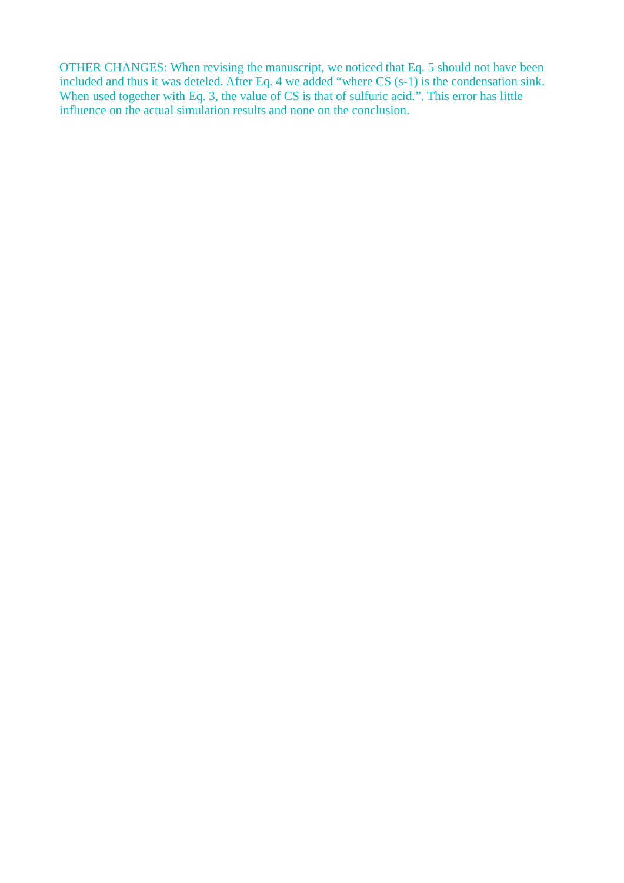OTHER CHANGES: When revising the manuscript, we noticed that Eq. 5 should not have been included and thus it was deteled. After Eq. 4 we added "where CS (s-1) is the condensation sink. When used together with Eq. 3, the value of CS is that of sulfuric acid.". This error has little influence on the actual simulation results and none on the conclusion.